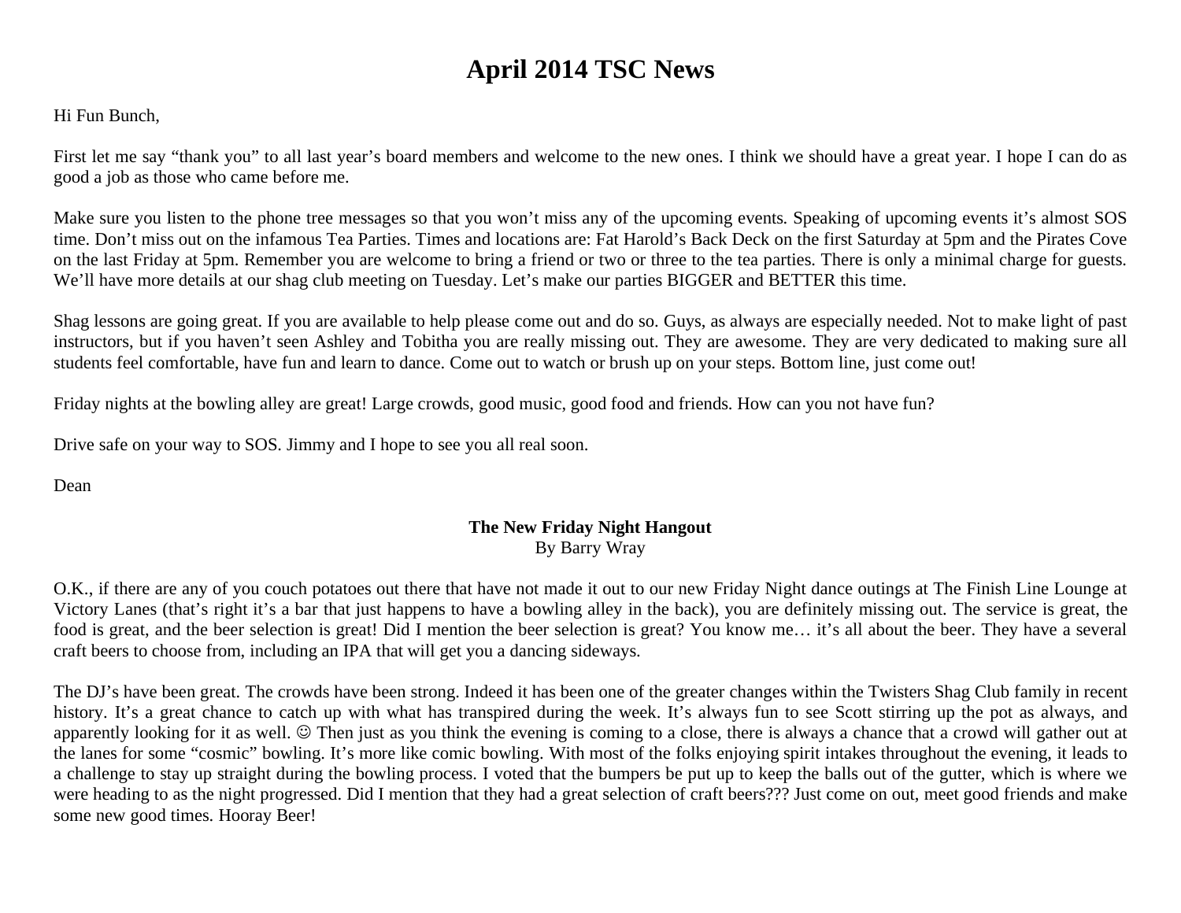# April 2014 TSC News

Hi Fun Bunch,

First let me say "thank you" to all last year's board members and welcome to the new ones. I think we should have a great year. I hope I can do as good a job as those who came before me.

Make sure you listen to the phone tree messages so that you won't miss any of the upcoming events. Speaking of upcoming events it's almost SOS time. Don't miss out on the infamous Tea Parties. Times and locations are: Fat Harold's Back Deck on the first Saturday at 5pm and the Pirates Cove on the last Friday at 5pm. Remember you are welcome to bring a friend or two or three to the tea parties. There is only a minimal charge for guests. We'll have more details at our shag club meeting on Tuesday. Let's make our parties BIGGER and BETTER this time.

Shag lessons are going great. If you are available to help please come out and do so. Guys, as always are especially needed. Not to make light of past instructors, but if you haven't seen Ashley and Tobitha you are really missing out. They are awesome. They are very dedicated to making sure all students feel comfortable, have fun and learn to dance. Come out to watch or brush up on your steps. Bottom line, just come out!

Friday nights at the bowling alley are great! Large crowds, good music, good food and friends. How can you not have fun?

Drive safe on your way to SOS. Jimmy and I hope to see you all real soon.

Dean

**The New Friday Night Hangout**
By Barry Wray

O.K., if there are any of you couch potatoes out there that have not made it out to our new Friday Night dance outings at The Finish Line Lounge at Victory Lanes (that's right it's a bar that just happens to have a bowling alley in the back), you are definitely missing out. The service is great, the food is great, and the beer selection is great! Did I mention the beer selection is great? You know me… it's all about the beer. They have a several craft beers to choose from, including an IPA that will get you a dancing sideways.

The DJ's have been great. The crowds have been strong. Indeed it has been one of the greater changes within the Twisters Shag Club family in recent history. It's a great chance to catch up with what has transpired during the week. It's always fun to see Scott stirring up the pot as always, and apparently looking for it as well. ☺ Then just as you think the evening is coming to a close, there is always a chance that a crowd will gather out at the lanes for some "cosmic" bowling. It's more like comic bowling. With most of the folks enjoying spirit intakes throughout the evening, it leads to a challenge to stay up straight during the bowling process. I voted that the bumpers be put up to keep the balls out of the gutter, which is where we were heading to as the night progressed. Did I mention that they had a great selection of craft beers??? Just come on out, meet good friends and make some new good times. Hooray Beer!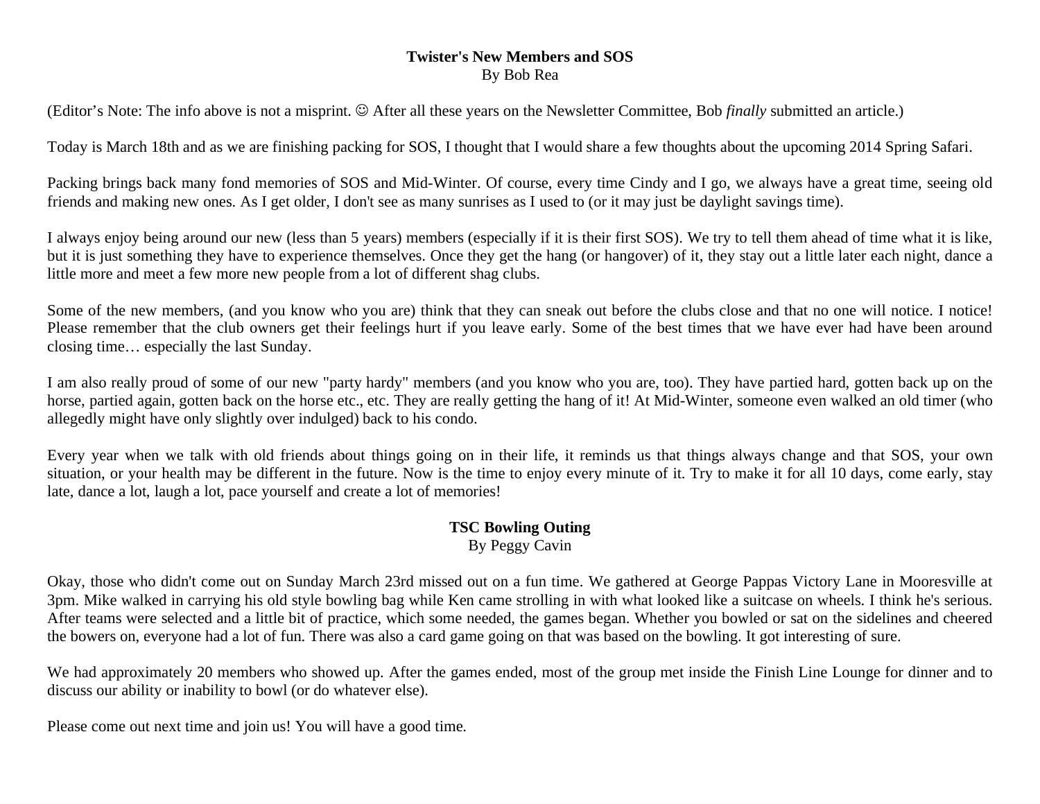## Twister's New Members and SOS

By Bob Rea

(Editor's Note: The info above is not a misprint. ☺ After all these years on the Newsletter Committee, Bob *finally* submitted an article.)

Today is March 18th and as we are finishing packing for SOS, I thought that I would share a few thoughts about the upcoming 2014 Spring Safari.

Packing brings back many fond memories of SOS and Mid-Winter. Of course, every time Cindy and I go, we always have a great time, seeing old friends and making new ones. As I get older, I don't see as many sunrises as I used to (or it may just be daylight savings time).

I always enjoy being around our new (less than 5 years) members (especially if it is their first SOS). We try to tell them ahead of time what it is like, but it is just something they have to experience themselves. Once they get the hang (or hangover) of it, they stay out a little later each night, dance a little more and meet a few more new people from a lot of different shag clubs.

Some of the new members, (and you know who you are) think that they can sneak out before the clubs close and that no one will notice. I notice! Please remember that the club owners get their feelings hurt if you leave early. Some of the best times that we have ever had have been around closing time… especially the last Sunday.

I am also really proud of some of our new "party hardy" members (and you know who you are, too). They have partied hard, gotten back up on the horse, partied again, gotten back on the horse etc., etc. They are really getting the hang of it! At Mid-Winter, someone even walked an old timer (who allegedly might have only slightly over indulged) back to his condo.

Every year when we talk with old friends about things going on in their life, it reminds us that things always change and that SOS, your own situation, or your health may be different in the future. Now is the time to enjoy every minute of it. Try to make it for all 10 days, come early, stay late, dance a lot, laugh a lot, pace yourself and create a lot of memories!

## TSC Bowling Outing

By Peggy Cavin

Okay, those who didn't come out on Sunday March 23rd missed out on a fun time. We gathered at George Pappas Victory Lane in Mooresville at 3pm. Mike walked in carrying his old style bowling bag while Ken came strolling in with what looked like a suitcase on wheels. I think he's serious. After teams were selected and a little bit of practice, which some needed, the games began. Whether you bowled or sat on the sidelines and cheered the bowers on, everyone had a lot of fun. There was also a card game going on that was based on the bowling. It got interesting of sure.

We had approximately 20 members who showed up. After the games ended, most of the group met inside the Finish Line Lounge for dinner and to discuss our ability or inability to bowl (or do whatever else).

Please come out next time and join us! You will have a good time.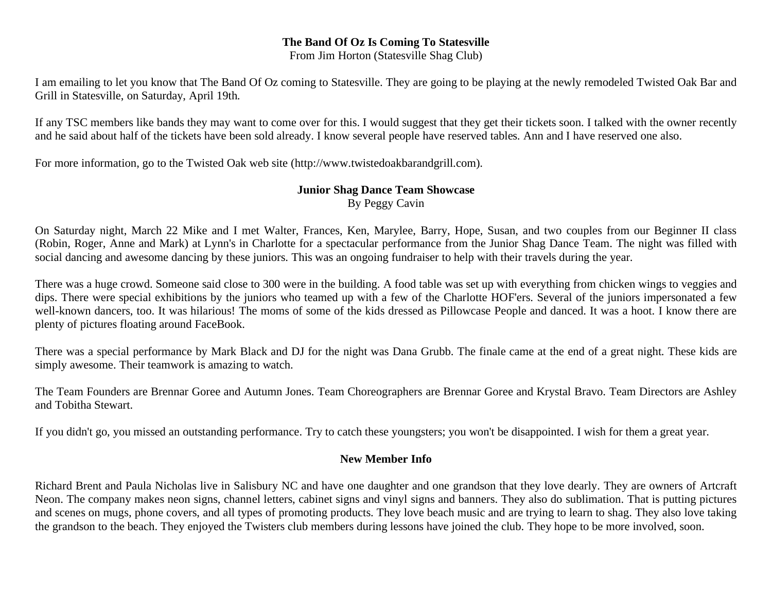**The Band Of Oz Is Coming To Statesville**

From Jim Horton (Statesville Shag Club)

I am emailing to let you know that The Band Of Oz coming to Statesville. They are going to be playing at the newly remodeled Twisted Oak Bar and Grill in Statesville, on Saturday, April 19th.

If any TSC members like bands they may want to come over for this. I would suggest that they get their tickets soon. I talked with the owner recently and he said about half of the tickets have been sold already. I know several people have reserved tables. Ann and I have reserved one also.

For more information, go to the Twisted Oak web site (http://www.twistedoakbarandgrill.com).

**Junior Shag Dance Team Showcase**

By Peggy Cavin

On Saturday night, March 22 Mike and I met Walter, Frances, Ken, Marylee, Barry, Hope, Susan, and two couples from our Beginner II class (Robin, Roger, Anne and Mark) at Lynn's in Charlotte for a spectacular performance from the Junior Shag Dance Team. The night was filled with social dancing and awesome dancing by these juniors. This was an ongoing fundraiser to help with their travels during the year.

There was a huge crowd. Someone said close to 300 were in the building. A food table was set up with everything from chicken wings to veggies and dips. There were special exhibitions by the juniors who teamed up with a few of the Charlotte HOF'ers. Several of the juniors impersonated a few well-known dancers, too. It was hilarious! The moms of some of the kids dressed as Pillowcase People and danced. It was a hoot. I know there are plenty of pictures floating around FaceBook.

There was a special performance by Mark Black and DJ for the night was Dana Grubb. The finale came at the end of a great night. These kids are simply awesome. Their teamwork is amazing to watch.

The Team Founders are Brennar Goree and Autumn Jones. Team Choreographers are Brennar Goree and Krystal Bravo. Team Directors are Ashley and Tobitha Stewart.

If you didn't go, you missed an outstanding performance. Try to catch these youngsters; you won't be disappointed. I wish for them a great year.

**New Member Info**

Richard Brent and Paula Nicholas live in Salisbury NC and have one daughter and one grandson that they love dearly. They are owners of Artcraft Neon. The company makes neon signs, channel letters, cabinet signs and vinyl signs and banners. They also do sublimation. That is putting pictures and scenes on mugs, phone covers, and all types of promoting products. They love beach music and are trying to learn to shag. They also love taking the grandson to the beach. They enjoyed the Twisters club members during lessons have joined the club. They hope to be more involved, soon.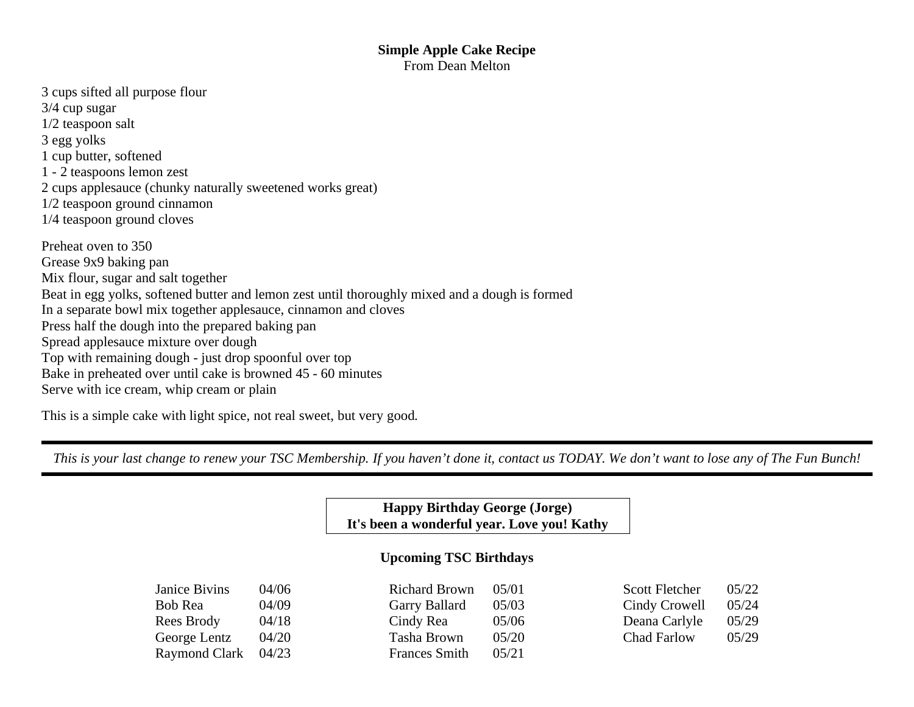**Simple Apple Cake Recipe**
From Dean Melton

3 cups sifted all purpose flour
3/4 cup sugar
1/2 teaspoon salt
3 egg yolks
1 cup butter, softened
1 - 2 teaspoons lemon zest
2 cups applesauce (chunky naturally sweetened works great)
1/2 teaspoon ground cinnamon
1/4 teaspoon ground cloves

Preheat oven to 350
Grease 9x9 baking pan
Mix flour, sugar and salt together
Beat in egg yolks, softened butter and lemon zest until thoroughly mixed and a dough is formed
In a separate bowl mix together applesauce, cinnamon and cloves
Press half the dough into the prepared baking pan
Spread applesauce mixture over dough
Top with remaining dough - just drop spoonful over top
Bake in preheated over until cake is browned 45 - 60 minutes
Serve with ice cream, whip cream or plain

This is a simple cake with light spice, not real sweet, but very good.

---

*This is your last change to renew your TSC Membership. If you haven't done it, contact us TODAY. We don't want to lose any of The Fun Bunch!*

---

**Happy Birthday George (Jorge)**
**It's been a wonderful year. Love you! Kathy**

**Upcoming TSC Birthdays**

| | | | | | |
|---|---|---|---|---|---|
| Janice Bivins | 04/06 | Richard Brown | 05/01 | Scott Fletcher | 05/22 |
| Bob Rea | 04/09 | Garry Ballard | 05/03 | Cindy Crowell | 05/24 |
| Rees Brody | 04/18 | Cindy Rea | 05/06 | Deana Carlyle | 05/29 |
| George Lentz | 04/20 | Tasha Brown | 05/20 | Chad Farlow | 05/29 |
| Raymond Clark | 04/23 | Frances Smith | 05/21 | | |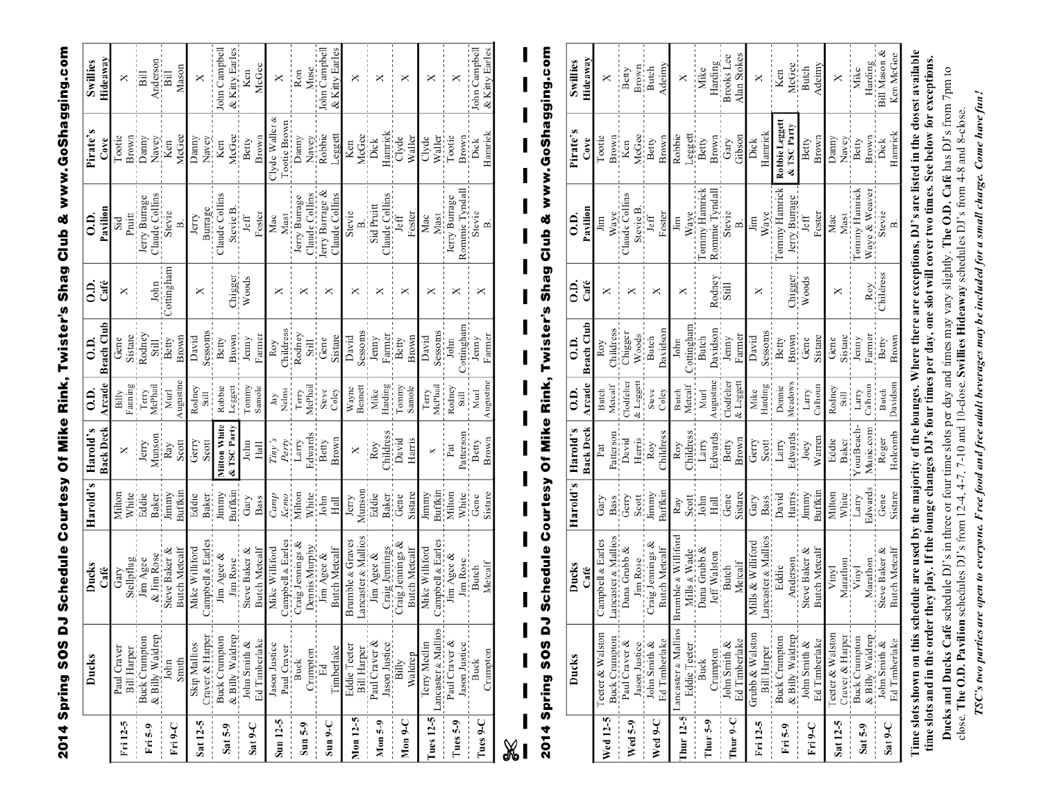## 2014 Spring SOS DJ Schedule Courtesy Of Mike Rink, Twister's Shag Club & www.GoShagging.com

| | Ducks | Ducks Café | Harold's | Harold's Back Deck | O.D. Arcade | O.D. Beach Club | O.D. Café | O.D. Pavilion | Pirate's Cove | Swillies Hideaway |
|---|---|---|---|---|---|---|---|---|---|---|
| Fri 12-5 | Paul Craver / Bill Harper | Gary Stellpflug | Milton White | X | Billy Fanning | Gene Sistare | X | Sid Pruitt | Tootie Brown | X |
| Fri 5-9 | Buck Crumpton & Billy Waldrep | Jim Agee & Jim Rose | Eddie Baker | Jerry Munson | Terry McPhail | Rodney Still | John Cottingham | Jerry Burrage / Claude Collins | Danny Navey | Bil Anderson |
| Fri 9-C | John Smith | Steve Baker & Butch Metcalf | Jimmy Buffkin | Ray Scott | Murl Augustine | Betty Brown | | Stevie B. | Ken McGee | Bill Mason |
| Sat 12-5 | Skip Mallios / Craver & Harper | Mike Williford / Campbell & Earles | Eddie Baker | Gerry Scott | Rodney Still | David Sessoms | X | Jerry Burrage | Danny Navey | X |
| Sat 5-9 | Buck Crumpton & Billy Waldrep | Jim Agee & Jim Rose | Jimmy Buffkin | **Milton White & TSC Party** | Robbie Leggett | Betty Brown | Chigger Woods | Claude Collins / Stevie B. | Ken McGee | John Campbell & Kitty Earles |
| Sat 9-C | John Smith & Ed Timberlake | Steve Baker & Butch Metcalf | Gary Bass | John Hall | Tommy Samole | Jenny Farmer | | Jeff Foster | Betty Brown | Ken McGee |
| Sun 12-5 | Jason Justice / Paul Craver | Mike Williford / Campbell & Earles | *Camp Kemo* | *Tiny's Party* | Jay Nelms | Roy Childress | X | Mac Mast | Clyde Waller & Tootie Brown | X |
| Sun 5-9 | Buck Crumpton | Craig Jennings & Dennis Murphy | Milton White | Larry Edwards | Terry McPhail | Rodney Still | X | Jerry Burrage / Claude Collins | Danny Navey | Ron Muse |
| Sun 9-C | Ed Timberlake | Jim Agee & Butch Metcalf | John Hall | Betty Brown | Steve Coley | Gene Sistare | X | Jerry Burrage & Claude Collins | Robbie Leggett | John Campbell & Kitty Earles |
| Mon 12-5 | Eddie Teeter / Bill Harper | Brumble & Graves / Lancaster & Mallios | Jerry Munson | X | Wayne Bennett | David Sessoms | X | Stevie B. | Ken McGee | X |
| Mon 5-9 | Paul Craver & Jason Justice | Jim Agee & Craig Jennings | Eddie Baker | Roy Childress | Mike Harding | Jenny Farmer | X | Sid Pruitt / Claude Collins | Dick Hamrick | X |
| Mon 9-C | Billy Waldrep | Craig Jennings & Butch Metcalf | Gene Sistare | David Harris | Tommy Samole | Betty Brown | X | Jeff Foster | Clyde Waller | X |
| Tues 12-5 | Terry Medlin / Lancaster & Mallios | Mike Williford / Campbell & Earles | Jimmy Buffkin | x | Terry McPhail | David Sessoms | X | Mac Mast | Clyde Waller | X |
| Tues 5-9 | Paul Craver & Jason Justice | Jim Agee & Jim Rose | Milton White | Pat Patterson | Rodney Still | John Cottingham | X | Jerry Burrage / Rommie Tyndall | Tootie Brown | X |
| Tues 9-C | Buck Crumpton | Butch Metcalf | Gene Sistare | Betty Brown | Murl Augustine | Jenny Farmer | X | Stevie B. | Dick Hamrick | John Campbell & Kitty Earles |

## 2014 Spring SOS DJ Schedule Courtesy Of Mike Rink, Twister's Shag Club & www.GoShagging.com

| | Ducks | Ducks Café | Harold's | Harold's Back Deck | O.D. Arcade | O.D. Beach Club | O.D. Café | O.D. Pavilion | Pirate's Cove | Swillies Hideaway |
|---|---|---|---|---|---|---|---|---|---|---|
| Wed 12-5 | Teeter & Walston / Buck Crumpton | Campbell & Earles / Lancaster & Mallios | Gary Bass | Pat Patterson | Butch Metcalf | Roy Childress | X | Jim Waye | Tootie Brown | X |
| Wed 5-9 | Paul Craver & Jason Justice | Dana Grubb & Jim Rose | Gerry Scott | David Harris | Clodfelter & Leggett | Chigger Woods | X | Claude Collins / Stevie B. | Ken McGee | Betty Brown |
| Wed 9-C | John Smith & Ed Timberlake | Craig Jennings & Butch Metcalf | Jimmy Buffkin | Roy Childress | Steve Coley | Butch Davidson | X | Jeff Foster | Betty Brown | Butch Adeimy |
| Thur 12-5 | Lancaster & Mallios / Eddie Teeter | Brumble & Williford / Mills & Wade | Ray Scott | Roy Childress | Butch Metcalf | John Cottingham | X | Jim Waye | Robbie Leggett | X |
| Thur 5-9 | Buck Crumpton | Dana Grubb & Jeff Walston | John Hall | Larry Edwards | Murl Augustine | Butch Davidson | Rodney Still | Tommy Hamrick / Rommie Tyndall | Betty Brown | Mike Harding |
| Thur 9-C | John Smith & Ed Timberlake | Butch Metcalf | Gene Sistare | Betty Brown | Clodfelter & Leggett | Jenny Farmer | | Stevie B. | Gary Gibson | Brooks Lee / Alan Stokes |
| Fri 12-5 | Grubb & Walston / Bill Harper | Mills & Williford / Lancaster & Mallios | Gary Bass | Gerry Scott | Mike Harding | David Sessoms | X | Jim Waye | Dick Hamrick | X |
| Fri 5-9 | Buck Crumpton & Billy Waldrep | Eddie Anderson | David Harris | Larry Edwards | Donnie Meadows | Betty Brown | Chigger Woods | Tommy Hamrick / Jerry Burrage | **Robbie Leggett & TSC Party** | Ken McGee |
| Fri 9-C | John Smith & Ed Timberlake | Steve Baker & Butch Metcalf | Jimmy Buffkin | Joey Warren | Larry Calhoun | Gene Sistare | | Jeff Foster | Betty Brown | Butch Adeimy |
| Sat 12-5 | Teeter & Walston / Craver & Harper | Vinyl Marathon | Milton White | Eddie Baker | Rodney Still | Gene Sistare | X | Mac Mast | Danny Navey | X |
| Sat 5-9 | Buck Crumpton & Billy Waldrep | Vinyl Marathon | Larry Edwards | YourBeach-Music.com | Larry Calhoun | Jenny Farmer | Roy Childress | Tommy Hamrick / Waye & Weaver | Betty Brown | Mike Harding |
| Sat 9-C | John Smith & Ed Timberlake | Steve Baker & Butch Metcalf | Gene Sistare | Roger Holcomb | Butch Davidson | Betty Brown | | Stevie B. | Dick Hamrick | Bill Mason & Ken McGee |

**Time slots shown on this schedule are used by the majority of the lounges. Where there are exceptions, DJ's are listed in the closest available time slots and in the order they play. If the lounge changes DJ's four times per day, one slot will cover two times. See below for exceptions.**

**Ducks and Ducks Café** schedule DJ's in three or four time slots per day and times may vary slightly. **The O.D. Café** has DJ's from 7pm to close. **The O.D. Pavilion** schedules DJ's from 12-4, 4-7, 7-10 and 10-close. **Swillies Hideaway** schedules DJ's from 4-8 and 8-close.

***TSC's two parties are open to everyone. Free food and free adult beverages may be included for a small charge. Come have fun!***